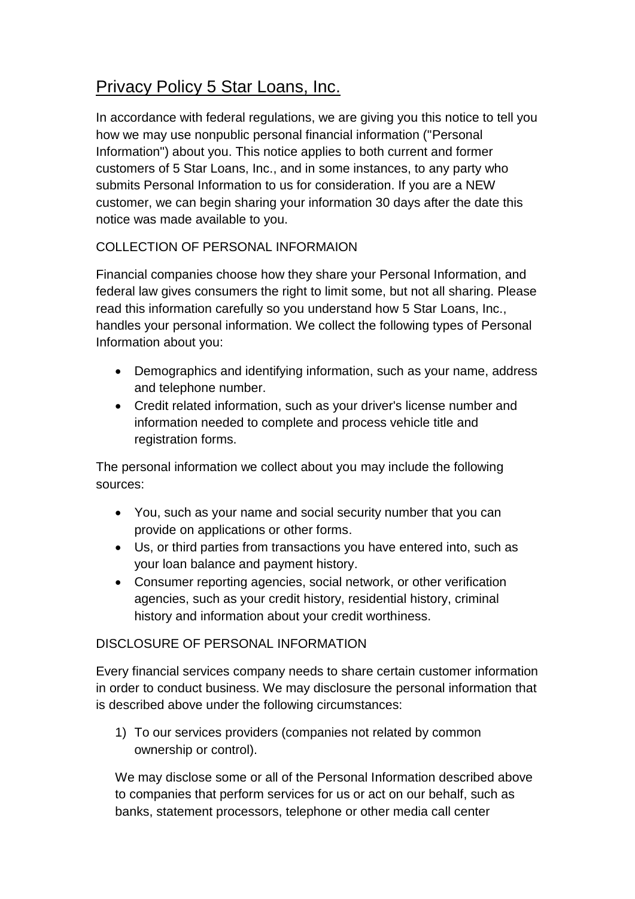# Privacy Policy 5 Star Loans, Inc.

In accordance with federal regulations, we are giving you this notice to tell you how we may use nonpublic personal financial information ("Personal Information") about you. This notice applies to both current and former customers of 5 Star Loans, Inc., and in some instances, to any party who submits Personal Information to us for consideration. If you are a NEW customer, we can begin sharing your information 30 days after the date this notice was made available to you.

## COLLECTION OF PERSONAL INFORMAION

Financial companies choose how they share your Personal Information, and federal law gives consumers the right to limit some, but not all sharing. Please read this information carefully so you understand how 5 Star Loans, Inc., handles your personal information. We collect the following types of Personal Information about you:

- Demographics and identifying information, such as your name, address and telephone number.
- Credit related information, such as your driver's license number and information needed to complete and process vehicle title and registration forms.

The personal information we collect about you may include the following sources:

- You, such as your name and social security number that you can provide on applications or other forms.
- Us, or third parties from transactions you have entered into, such as your loan balance and payment history.
- Consumer reporting agencies, social network, or other verification agencies, such as your credit history, residential history, criminal history and information about your credit worthiness.

## DISCLOSURE OF PERSONAL INFORMATION

Every financial services company needs to share certain customer information in order to conduct business. We may disclosure the personal information that is described above under the following circumstances:

1) To our services providers (companies not related by common ownership or control).

We may disclose some or all of the Personal Information described above to companies that perform services for us or act on our behalf, such as banks, statement processors, telephone or other media call center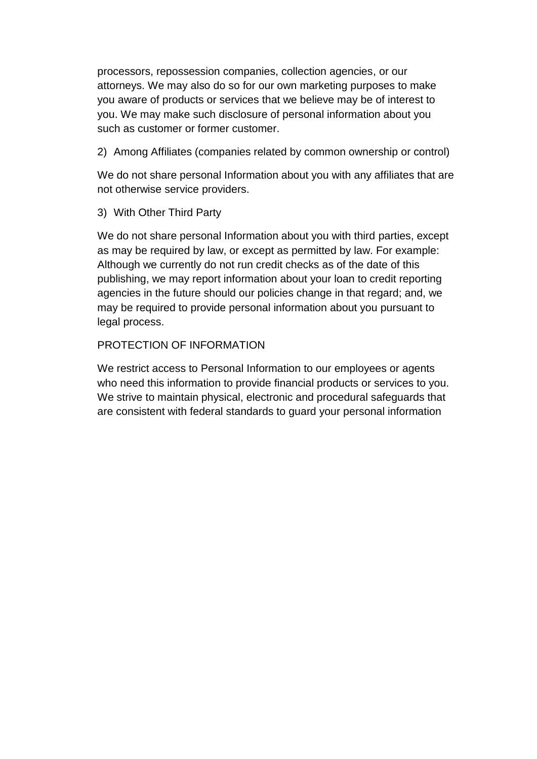processors, repossession companies, collection agencies, or our attorneys. We may also do so for our own marketing purposes to make you aware of products or services that we believe may be of interest to you. We may make such disclosure of personal information about you such as customer or former customer.

2) Among Affiliates (companies related by common ownership or control)

We do not share personal Information about you with any affiliates that are not otherwise service providers.

3) With Other Third Party

We do not share personal Information about you with third parties, except as may be required by law, or except as permitted by law. For example: Although we currently do not run credit checks as of the date of this publishing, we may report information about your loan to credit reporting agencies in the future should our policies change in that regard; and, we may be required to provide personal information about you pursuant to legal process.

PROTECTION OF INFORMATION

We restrict access to Personal Information to our employees or agents who need this information to provide financial products or services to you. We strive to maintain physical, electronic and procedural safeguards that are consistent with federal standards to guard your personal information